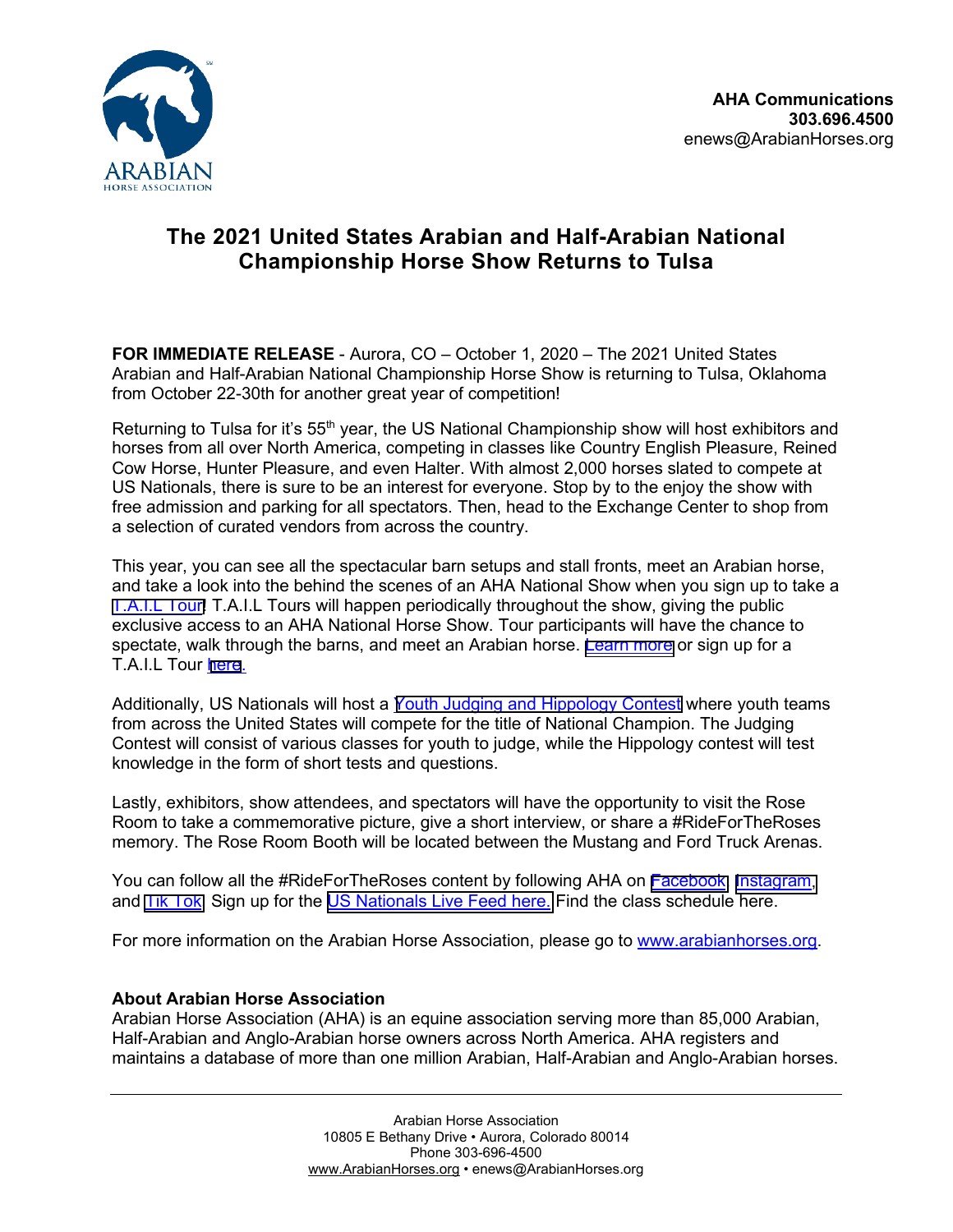ARABIAN
HORSE ASSOCIATION

**AHA Communications**
**303.696.4500**
enews@ArabianHorses.org

# The 2021 United States Arabian and Half-Arabian National Championship Horse Show Returns to Tulsa

**FOR IMMEDIATE RELEASE** - Aurora, CO – October 1, 2020 – The 2021 United States Arabian and Half-Arabian National Championship Horse Show is returning to Tulsa, Oklahoma from October 22-30th for another great year of competition!

Returning to Tulsa for it's 55th year, the US National Championship show will host exhibitors and horses from all over North America, competing in classes like Country English Pleasure, Reined Cow Horse, Hunter Pleasure, and even Halter. With almost 2,000 horses slated to compete at US Nationals, there is sure to be an interest for everyone. Stop by to the enjoy the show with free admission and parking for all spectators. Then, head to the Exchange Center to shop from a selection of curated vendors from across the country.

This year, you can see all the spectacular barn setups and stall fronts, meet an Arabian horse, and take a look into the behind the scenes of an AHA National Show when you sign up to take a T.A.I.L Tour! T.A.I.L Tours will happen periodically throughout the show, giving the public exclusive access to an AHA National Horse Show. Tour participants will have the chance to spectate, walk through the barns, and meet an Arabian horse. Learn more or sign up for a T.A.I.L Tour here.

Additionally, US Nationals will host a Youth Judging and Hippology Contest where youth teams from across the United States will compete for the title of National Champion. The Judging Contest will consist of various classes for youth to judge, while the Hippology contest will test knowledge in the form of short tests and questions.

Lastly, exhibitors, show attendees, and spectators will have the opportunity to visit the Rose Room to take a commemorative picture, give a short interview, or share a #RideForTheRoses memory. The Rose Room Booth will be located between the Mustang and Ford Truck Arenas.

You can follow all the #RideForTheRoses content by following AHA on Facebook, Instagram, and Tik Tok. Sign up for the US Nationals Live Feed here. Find the class schedule here.

For more information on the Arabian Horse Association, please go to www.arabianhorses.org.

**About Arabian Horse Association**
Arabian Horse Association (AHA) is an equine association serving more than 85,000 Arabian, Half-Arabian and Anglo-Arabian horse owners across North America. AHA registers and maintains a database of more than one million Arabian, Half-Arabian and Anglo-Arabian horses.

Arabian Horse Association
10805 E Bethany Drive • Aurora, Colorado 80014
Phone 303-696-4500
www.ArabianHorses.org • enews@ArabianHorses.org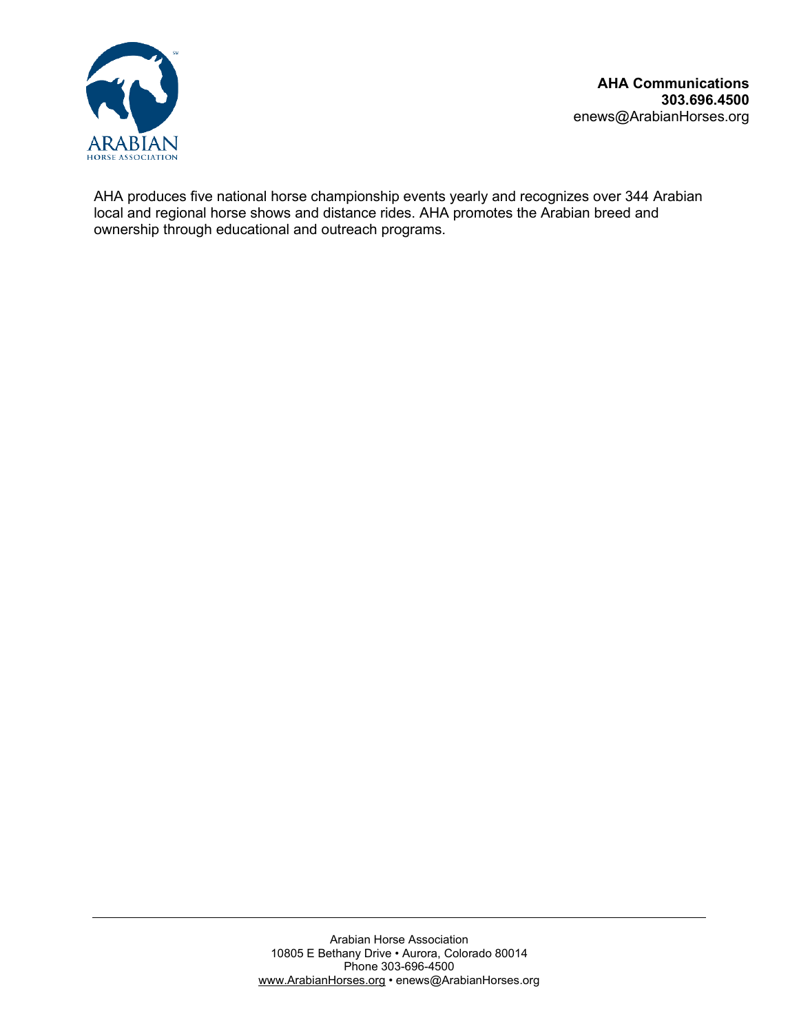AHA produces five national horse championship events yearly and recognizes over 344 Arabian local and regional horse shows and distance rides. AHA promotes the Arabian breed and ownership through educational and outreach programs.